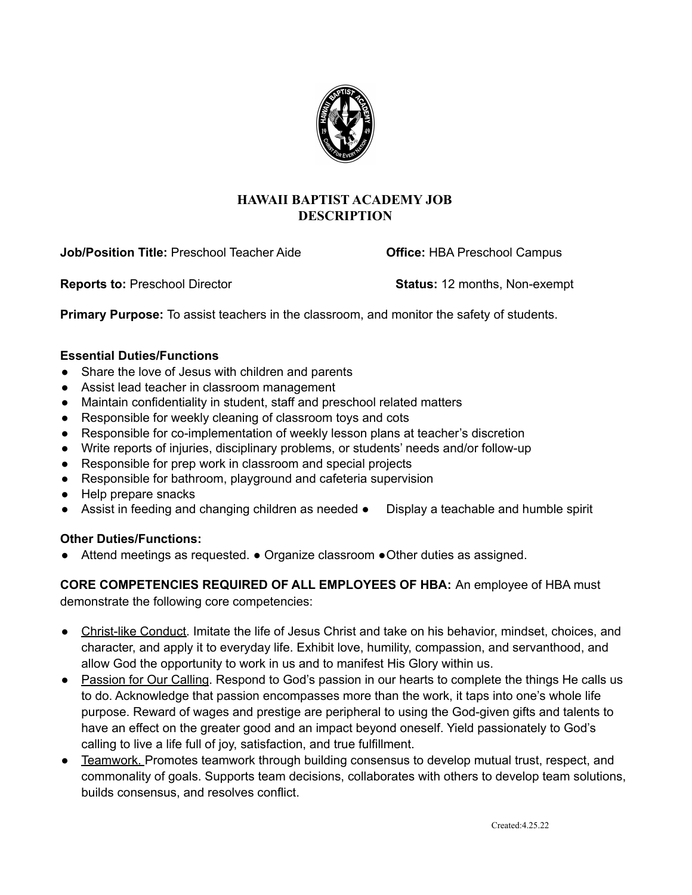# HAWAII BAPTIST ACADEMY JOB DESCRIPTION

**Job/Position Title:** Preschool Teacher Aide **Office:** HBA Preschool Campus

**Reports to:** Preschool Director **Status:** 12 months, Non-exempt

**Primary Purpose:** To assist teachers in the classroom, and monitor the safety of students.

**Essential Duties/Functions**

- Share the love of Jesus with children and parents
- Assist lead teacher in classroom management
- Maintain confidentiality in student, staff and preschool related matters
- Responsible for weekly cleaning of classroom toys and cots
- Responsible for co-implementation of weekly lesson plans at teacher's discretion
- Write reports of injuries, disciplinary problems, or students' needs and/or follow-up
- Responsible for prep work in classroom and special projects
- Responsible for bathroom, playground and cafeteria supervision
- Help prepare snacks
- Assist in feeding and changing children as needed
- Display a teachable and humble spirit

**Other Duties/Functions:**

- Attend meetings as requested.
- Organize classroom
- Other duties as assigned.

**CORE COMPETENCIES REQUIRED OF ALL EMPLOYEES OF HBA:** An employee of HBA must demonstrate the following core competencies:

- <u>Christ-like Conduct</u>. Imitate the life of Jesus Christ and take on his behavior, mindset, choices, and character, and apply it to everyday life. Exhibit love, humility, compassion, and servanthood, and allow God the opportunity to work in us and to manifest His Glory within us.
- <u>Passion for Our Calling</u>. Respond to God's passion in our hearts to complete the things He calls us to do. Acknowledge that passion encompasses more than the work, it taps into one's whole life purpose. Reward of wages and prestige are peripheral to using the God-given gifts and talents to have an effect on the greater good and an impact beyond oneself. Yield passionately to God's calling to live a life full of joy, satisfaction, and true fulfillment.
- <u>Teamwork.</u> Promotes teamwork through building consensus to develop mutual trust, respect, and commonality of goals. Supports team decisions, collaborates with others to develop team solutions, builds consensus, and resolves conflict.

Created:4.25.22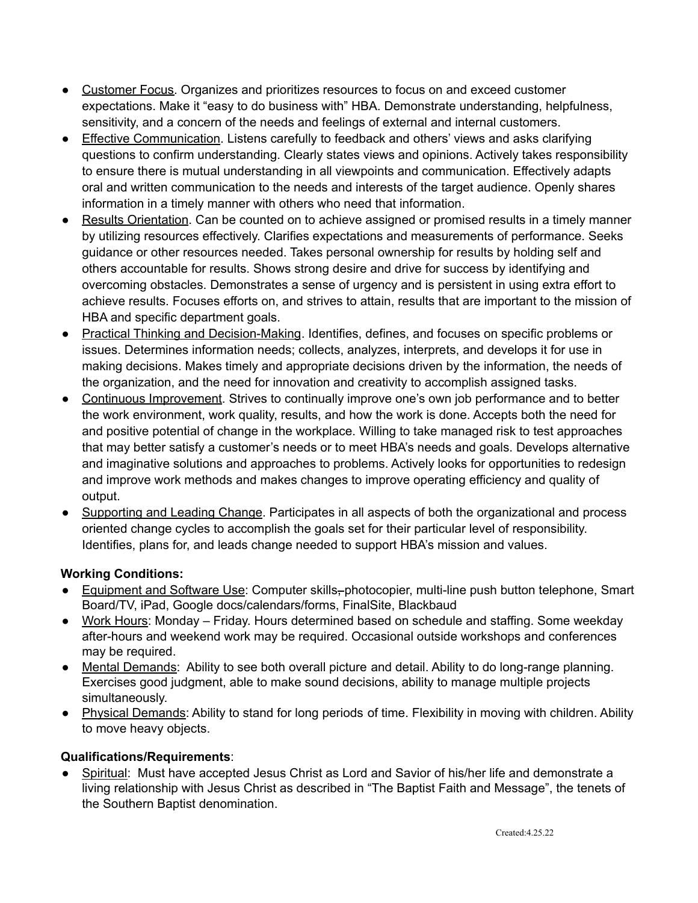- <u>Customer Focus</u>. Organizes and prioritizes resources to focus on and exceed customer expectations. Make it "easy to do business with" HBA. Demonstrate understanding, helpfulness, sensitivity, and a concern of the needs and feelings of external and internal customers.
- <u>Effective Communication</u>. Listens carefully to feedback and others' views and asks clarifying questions to confirm understanding. Clearly states views and opinions. Actively takes responsibility to ensure there is mutual understanding in all viewpoints and communication. Effectively adapts oral and written communication to the needs and interests of the target audience. Openly shares information in a timely manner with others who need that information.
- <u>Results Orientation</u>. Can be counted on to achieve assigned or promised results in a timely manner by utilizing resources effectively. Clarifies expectations and measurements of performance. Seeks guidance or other resources needed. Takes personal ownership for results by holding self and others accountable for results. Shows strong desire and drive for success by identifying and overcoming obstacles. Demonstrates a sense of urgency and is persistent in using extra effort to achieve results. Focuses efforts on, and strives to attain, results that are important to the mission of HBA and specific department goals.
- <u>Practical Thinking and Decision-Making</u>. Identifies, defines, and focuses on specific problems or issues. Determines information needs; collects, analyzes, interprets, and develops it for use in making decisions. Makes timely and appropriate decisions driven by the information, the needs of the organization, and the need for innovation and creativity to accomplish assigned tasks.
- <u>Continuous Improvement</u>. Strives to continually improve one's own job performance and to better the work environment, work quality, results, and how the work is done. Accepts both the need for and positive potential of change in the workplace. Willing to take managed risk to test approaches that may better satisfy a customer's needs or to meet HBA's needs and goals. Develops alternative and imaginative solutions and approaches to problems. Actively looks for opportunities to redesign and improve work methods and makes changes to improve operating efficiency and quality of output.
- <u>Supporting and Leading Change</u>. Participates in all aspects of both the organizational and process oriented change cycles to accomplish the goals set for their particular level of responsibility. Identifies, plans for, and leads change needed to support HBA's mission and values.

**Working Conditions:**

- <u>Equipment and Software Use</u>: Computer skills~~,~~ photocopier, multi-line push button telephone, Smart Board/TV, iPad, Google docs/calendars/forms, FinalSite, Blackbaud
- <u>Work Hours</u>: Monday – Friday. Hours determined based on schedule and staffing. Some weekday after-hours and weekend work may be required. Occasional outside workshops and conferences may be required.
- <u>Mental Demands</u>: Ability to see both overall picture and detail. Ability to do long-range planning. Exercises good judgment, able to make sound decisions, ability to manage multiple projects simultaneously.
- <u>Physical Demands</u>: Ability to stand for long periods of time. Flexibility in moving with children. Ability to move heavy objects.

**Qualifications/Requirements**:

- <u>Spiritual</u>: Must have accepted Jesus Christ as Lord and Savior of his/her life and demonstrate a living relationship with Jesus Christ as described in "The Baptist Faith and Message", the tenets of the Southern Baptist denomination.

Created:4.25.22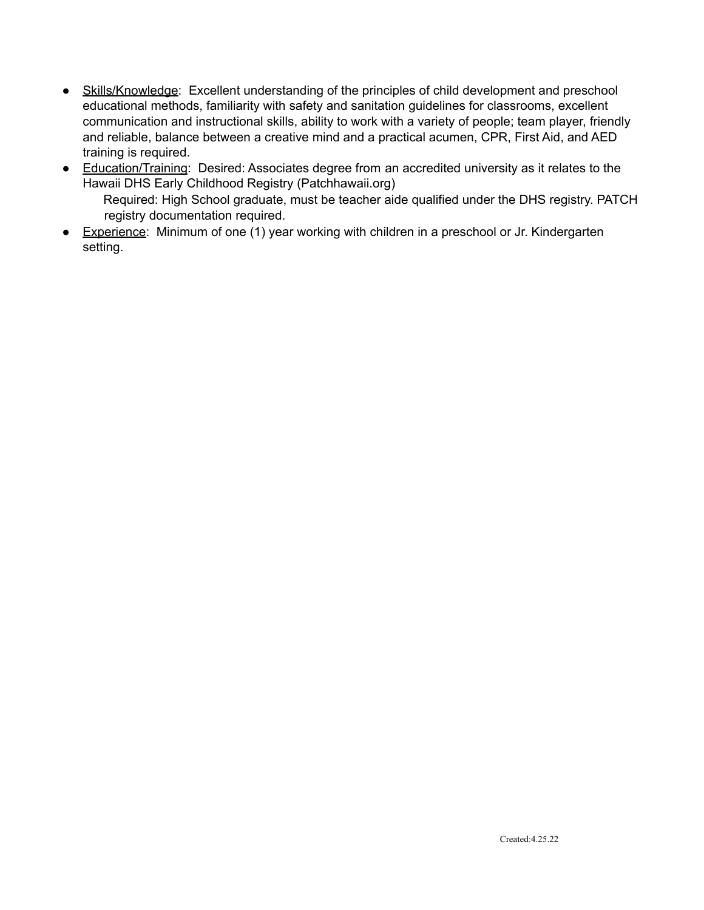- <u>Skills/Knowledge</u>: Excellent understanding of the principles of child development and preschool educational methods, familiarity with safety and sanitation guidelines for classrooms, excellent communication and instructional skills, ability to work with a variety of people; team player, friendly and reliable, balance between a creative mind and a practical acumen, CPR, First Aid, and AED training is required.
- <u>Education/Training</u>: Desired: Associates degree from an accredited university as it relates to the Hawaii DHS Early Childhood Registry (Patchhawaii.org)

  Required: High School graduate, must be teacher aide qualified under the DHS registry. PATCH registry documentation required.
- <u>Experience</u>: Minimum of one (1) year working with children in a preschool or Jr. Kindergarten setting.

Created:4.25.22